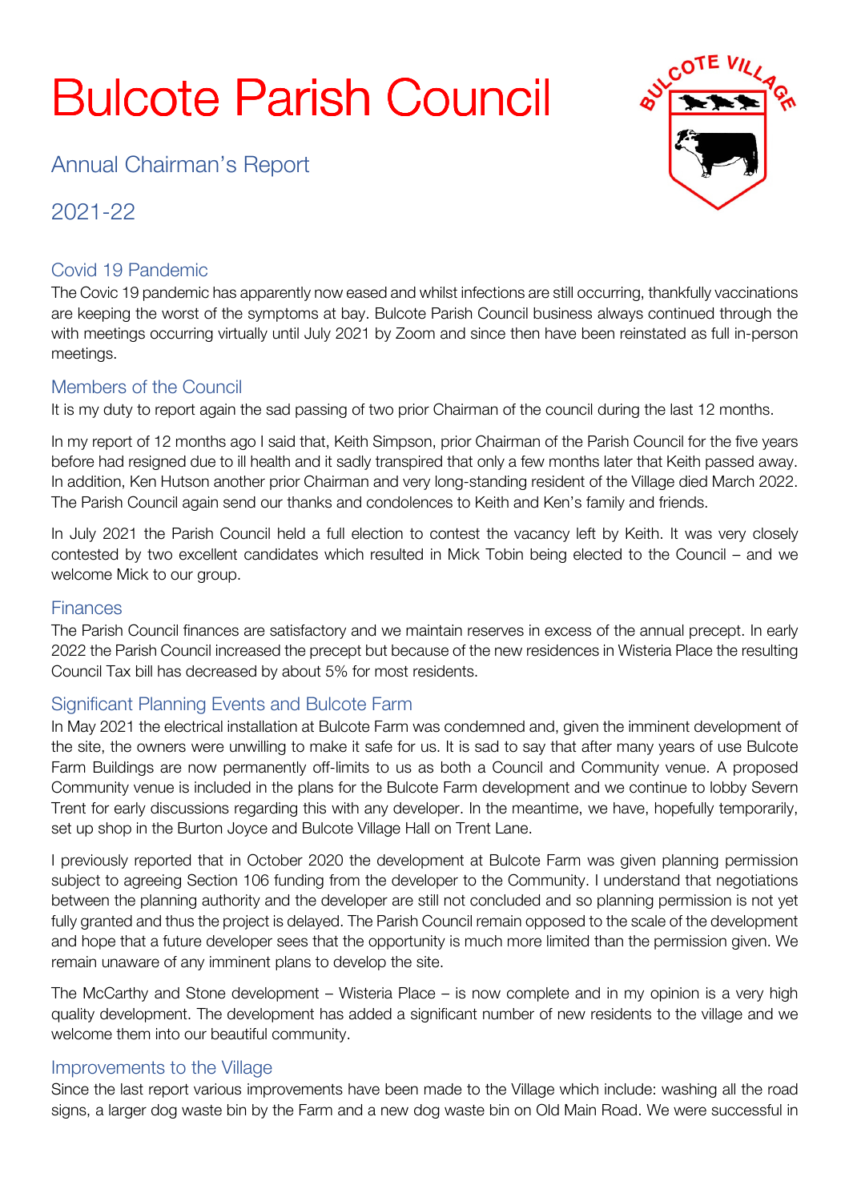# Bulcote Parish Council

## Annual Chairman's Report

## 2021-22

### Covid 19 Pandemic

The Covic 19 pandemic has apparently now eased and whilst infections are still occurring, thankfully vaccinations are keeping the worst of the symptoms at bay. Bulcote Parish Council business always continued through the with meetings occurring virtually until July 2021 by Zoom and since then have been reinstated as full in-person meetings.

### Members of the Council

It is my duty to report again the sad passing of two prior Chairman of the council during the last 12 months.

In my report of 12 months ago I said that, Keith Simpson, prior Chairman of the Parish Council for the five years before had resigned due to ill health and it sadly transpired that only a few months later that Keith passed away. In addition, Ken Hutson another prior Chairman and very long-standing resident of the Village died March 2022. The Parish Council again send our thanks and condolences to Keith and Ken's family and friends.

In July 2021 the Parish Council held a full election to contest the vacancy left by Keith. It was very closely contested by two excellent candidates which resulted in Mick Tobin being elected to the Council – and we welcome Mick to our group.

### Finances

The Parish Council finances are satisfactory and we maintain reserves in excess of the annual precept. In early 2022 the Parish Council increased the precept but because of the new residences in Wisteria Place the resulting Council Tax bill has decreased by about 5% for most residents.

### Significant Planning Events and Bulcote Farm

In May 2021 the electrical installation at Bulcote Farm was condemned and, given the imminent development of the site, the owners were unwilling to make it safe for us. It is sad to say that after many years of use Bulcote Farm Buildings are now permanently off-limits to us as both a Council and Community venue. A proposed Community venue is included in the plans for the Bulcote Farm development and we continue to lobby Severn Trent for early discussions regarding this with any developer. In the meantime, we have, hopefully temporarily, set up shop in the Burton Joyce and Bulcote Village Hall on Trent Lane.

I previously reported that in October 2020 the development at Bulcote Farm was given planning permission subject to agreeing Section 106 funding from the developer to the Community. I understand that negotiations between the planning authority and the developer are still not concluded and so planning permission is not yet fully granted and thus the project is delayed. The Parish Council remain opposed to the scale of the development and hope that a future developer sees that the opportunity is much more limited than the permission given. We remain unaware of any imminent plans to develop the site.

The McCarthy and Stone development – Wisteria Place – is now complete and in my opinion is a very high quality development. The development has added a significant number of new residents to the village and we welcome them into our beautiful community.

### Improvements to the Village

Since the last report various improvements have been made to the Village which include: washing all the road signs, a larger dog waste bin by the Farm and a new dog waste bin on Old Main Road. We were successful in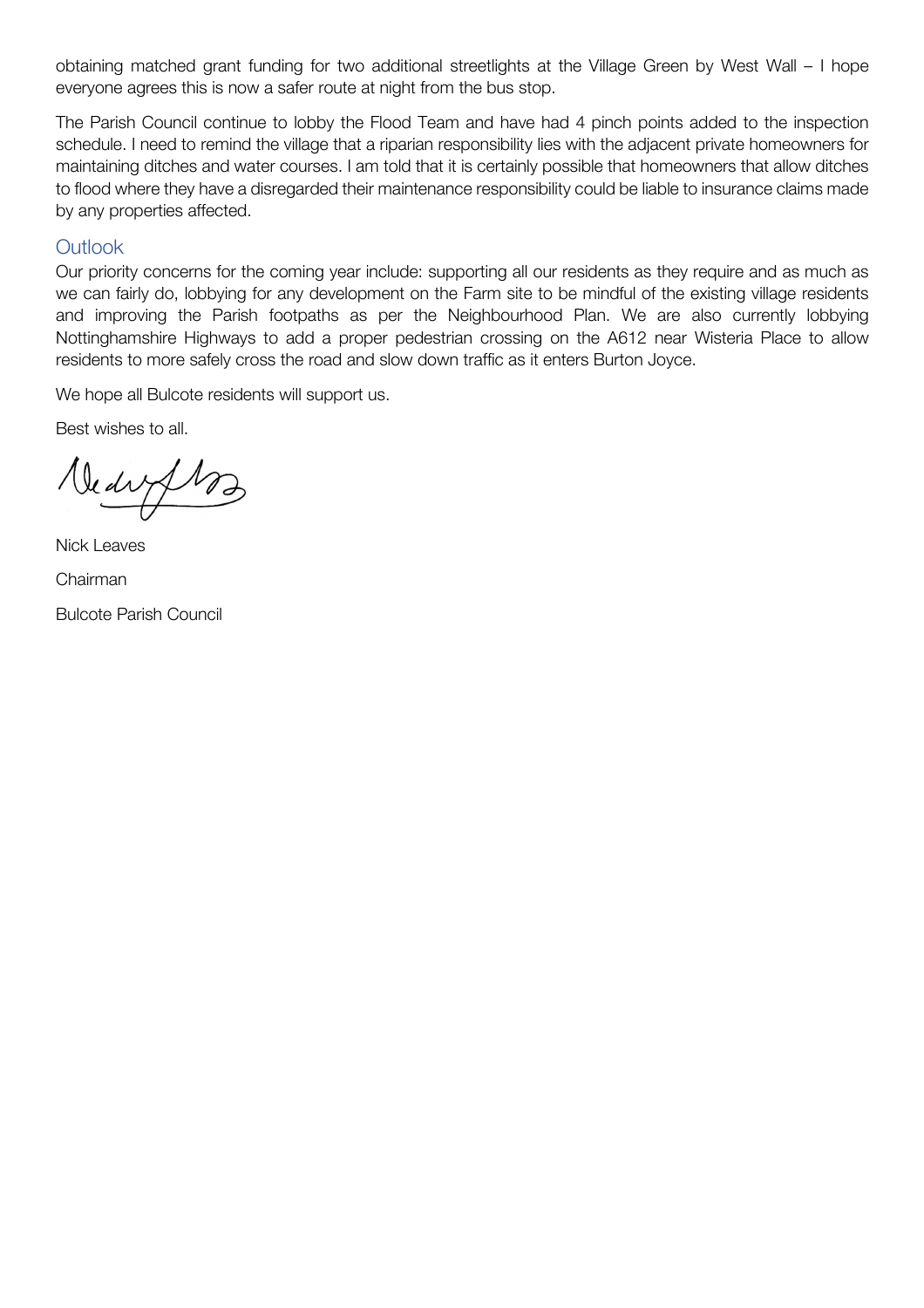obtaining matched grant funding for two additional streetlights at the Village Green by West Wall – I hope everyone agrees this is now a safer route at night from the bus stop.

The Parish Council continue to lobby the Flood Team and have had 4 pinch points added to the inspection schedule. I need to remind the village that a riparian responsibility lies with the adjacent private homeowners for maintaining ditches and water courses. I am told that it is certainly possible that homeowners that allow ditches to flood where they have a disregarded their maintenance responsibility could be liable to insurance claims made by any properties affected.

## Outlook

Our priority concerns for the coming year include: supporting all our residents as they require and as much as we can fairly do, lobbying for any development on the Farm site to be mindful of the existing village residents and improving the Parish footpaths as per the Neighbourhood Plan. We are also currently lobbying Nottinghamshire Highways to add a proper pedestrian crossing on the A612 near Wisteria Place to allow residents to more safely cross the road and slow down traffic as it enters Burton Joyce.

We hope all Bulcote residents will support us.

Best wishes to all.

Nick Leaves

Chairman

Bulcote Parish Council